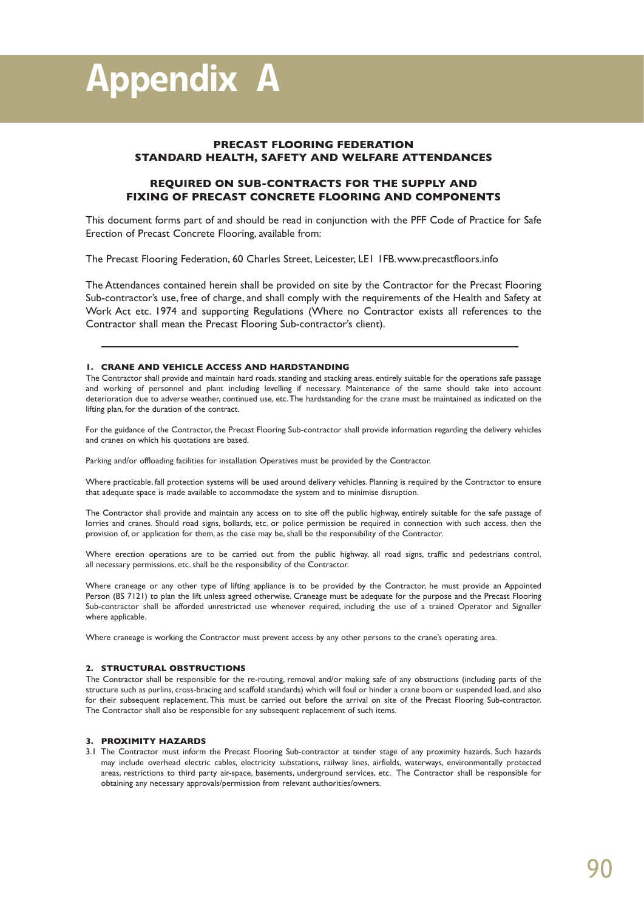# Appendix A

## PRECAST FLOORING FEDERATION
## STANDARD HEALTH, SAFETY AND WELFARE ATTENDANCES

## REQUIRED ON SUB-CONTRACTS FOR THE SUPPLY AND FIXING OF PRECAST CONCRETE FLOORING AND COMPONENTS

This document forms part of and should be read in conjunction with the PFF Code of Practice for Safe Erection of Precast Concrete Flooring, available from:

The Precast Flooring Federation, 60 Charles Street, Leicester, LE1 1FB. www.precastfloors.info

The Attendances contained herein shall be provided on site by the Contractor for the Precast Flooring Sub-contractor's use, free of charge, and shall comply with the requirements of the Health and Safety at Work Act etc. 1974 and supporting Regulations (Where no Contractor exists all references to the Contractor shall mean the Precast Flooring Sub-contractor's client).

---

### 1. CRANE AND VEHICLE ACCESS AND HARDSTANDING

The Contractor shall provide and maintain hard roads, standing and stacking areas, entirely suitable for the operations safe passage and working of personnel and plant including levelling if necessary. Maintenance of the same should take into account deterioration due to adverse weather, continued use, etc. The hardstanding for the crane must be maintained as indicated on the lifting plan, for the duration of the contract.

For the guidance of the Contractor, the Precast Flooring Sub-contractor shall provide information regarding the delivery vehicles and cranes on which his quotations are based.

Parking and/or offloading facilities for installation Operatives must be provided by the Contractor.

Where practicable, fall protection systems will be used around delivery vehicles. Planning is required by the Contractor to ensure that adequate space is made available to accommodate the system and to minimise disruption.

The Contractor shall provide and maintain any access on to site off the public highway, entirely suitable for the safe passage of lorries and cranes. Should road signs, bollards, etc. or police permission be required in connection with such access, then the provision of, or application for them, as the case may be, shall be the responsibility of the Contractor.

Where erection operations are to be carried out from the public highway, all road signs, traffic and pedestrians control, all necessary permissions, etc. shall be the responsibility of the Contractor.

Where craneage or any other type of lifting appliance is to be provided by the Contractor, he must provide an Appointed Person (BS 7121) to plan the lift unless agreed otherwise. Craneage must be adequate for the purpose and the Precast Flooring Sub-contractor shall be afforded unrestricted use whenever required, including the use of a trained Operator and Signaller where applicable.

Where craneage is working the Contractor must prevent access by any other persons to the crane's operating area.

### 2. STRUCTURAL OBSTRUCTIONS

The Contractor shall be responsible for the re-routing, removal and/or making safe of any obstructions (including parts of the structure such as purlins, cross-bracing and scaffold standards) which will foul or hinder a crane boom or suspended load, and also for their subsequent replacement. This must be carried out before the arrival on site of the Precast Flooring Sub-contractor. The Contractor shall also be responsible for any subsequent replacement of such items.

### 3. PROXIMITY HAZARDS

3.1 The Contractor must inform the Precast Flooring Sub-contractor at tender stage of any proximity hazards. Such hazards may include overhead electric cables, electricity substations, railway lines, airfields, waterways, environmentally protected areas, restrictions to third party air-space, basements, underground services, etc. The Contractor shall be responsible for obtaining any necessary approvals/permission from relevant authorities/owners.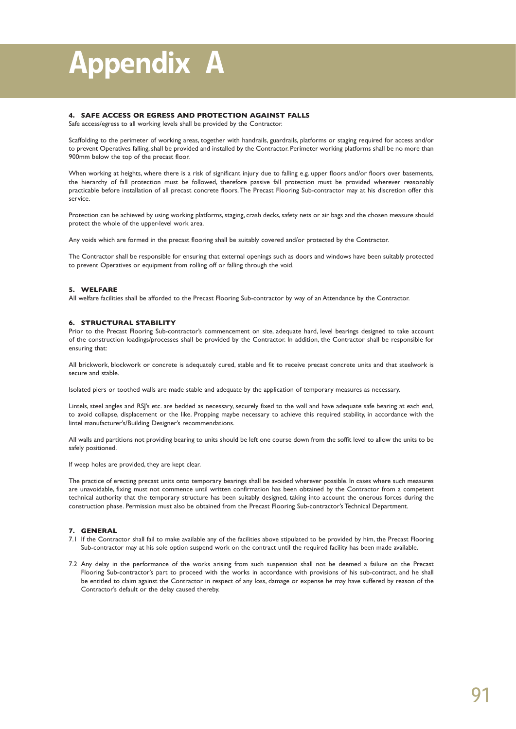# Appendix A

#### 4. SAFE ACCESS OR EGRESS AND PROTECTION AGAINST FALLS

Safe access/egress to all working levels shall be provided by the Contractor.

Scaffolding to the perimeter of working areas, together with handrails, guardrails, platforms or staging required for access and/or to prevent Operatives falling, shall be provided and installed by the Contractor. Perimeter working platforms shall be no more than 900mm below the top of the precast floor.

When working at heights, where there is a risk of significant injury due to falling e.g. upper floors and/or floors over basements, the hierarchy of fall protection must be followed, therefore passive fall protection must be provided wherever reasonably practicable before installation of all precast concrete floors. The Precast Flooring Sub-contractor may at his discretion offer this service.

Protection can be achieved by using working platforms, staging, crash decks, safety nets or air bags and the chosen measure should protect the whole of the upper-level work area.

Any voids which are formed in the precast flooring shall be suitably covered and/or protected by the Contractor.

The Contractor shall be responsible for ensuring that external openings such as doors and windows have been suitably protected to prevent Operatives or equipment from rolling off or falling through the void.

#### 5. WELFARE

All welfare facilities shall be afforded to the Precast Flooring Sub-contractor by way of an Attendance by the Contractor.

#### 6. STRUCTURAL STABILITY

Prior to the Precast Flooring Sub-contractor's commencement on site, adequate hard, level bearings designed to take account of the construction loadings/processes shall be provided by the Contractor. In addition, the Contractor shall be responsible for ensuring that:

All brickwork, blockwork or concrete is adequately cured, stable and fit to receive precast concrete units and that steelwork is secure and stable.

Isolated piers or toothed walls are made stable and adequate by the application of temporary measures as necessary.

Lintels, steel angles and RSJ's etc. are bedded as necessary, securely fixed to the wall and have adequate safe bearing at each end, to avoid collapse, displacement or the like. Propping maybe necessary to achieve this required stability, in accordance with the lintel manufacturer's/Building Designer's recommendations.

All walls and partitions not providing bearing to units should be left one course down from the soffit level to allow the units to be safely positioned.

If weep holes are provided, they are kept clear.

The practice of erecting precast units onto temporary bearings shall be avoided wherever possible. In cases where such measures are unavoidable, fixing must not commence until written confirmation has been obtained by the Contractor from a competent technical authority that the temporary structure has been suitably designed, taking into account the onerous forces during the construction phase. Permission must also be obtained from the Precast Flooring Sub-contractor's Technical Department.

#### 7. GENERAL

7.1 If the Contractor shall fail to make available any of the facilities above stipulated to be provided by him, the Precast Flooring Sub-contractor may at his sole option suspend work on the contract until the required facility has been made available.

7.2 Any delay in the performance of the works arising from such suspension shall not be deemed a failure on the Precast Flooring Sub-contractor's part to proceed with the works in accordance with provisions of his sub-contract, and he shall be entitled to claim against the Contractor in respect of any loss, damage or expense he may have suffered by reason of the Contractor's default or the delay caused thereby.